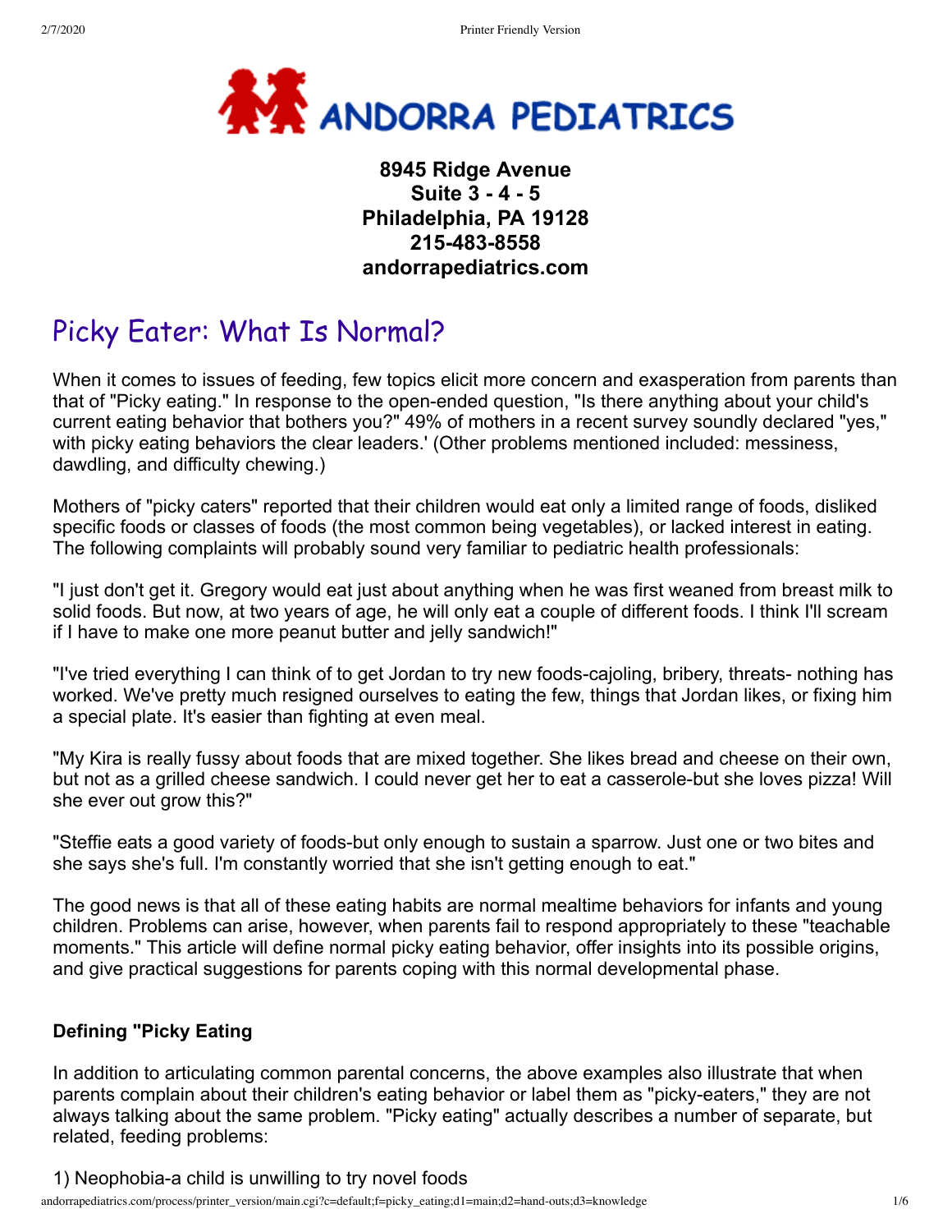**ANDORRA PEDIATRICS**

**8945 Ridge Avenue**
**Suite 3 - 4 - 5**
**Philadelphia, PA 19128**
**215-483-8558**
**andorrapediatrics.com**

# Picky Eater: What Is Normal?

When it comes to issues of feeding, few topics elicit more concern and exasperation from parents than that of "Picky eating." In response to the open-ended question, "Is there anything about your child's current eating behavior that bothers you?" 49% of mothers in a recent survey soundly declared "yes," with picky eating behaviors the clear leaders.' (Other problems mentioned included: messiness, dawdling, and difficulty chewing.)

Mothers of "picky caters" reported that their children would eat only a limited range of foods, disliked specific foods or classes of foods (the most common being vegetables), or lacked interest in eating. The following complaints will probably sound very familiar to pediatric health professionals:

"I just don't get it. Gregory would eat just about anything when he was first weaned from breast milk to solid foods. But now, at two years of age, he will only eat a couple of different foods. I think I'll scream if I have to make one more peanut butter and jelly sandwich!"

"I've tried everything I can think of to get Jordan to try new foods-cajoling, bribery, threats- nothing has worked. We've pretty much resigned ourselves to eating the few, things that Jordan likes, or fixing him a special plate. It's easier than fighting at even meal.

"My Kira is really fussy about foods that are mixed together. She likes bread and cheese on their own, but not as a grilled cheese sandwich. I could never get her to eat a casserole-but she loves pizza! Will she ever out grow this?"

"Steffie eats a good variety of foods-but only enough to sustain a sparrow. Just one or two bites and she says she's full. I'm constantly worried that she isn't getting enough to eat."

The good news is that all of these eating habits are normal mealtime behaviors for infants and young children. Problems can arise, however, when parents fail to respond appropriately to these "teachable moments." This article will define normal picky eating behavior, offer insights into its possible origins, and give practical suggestions for parents coping with this normal developmental phase.

### Defining "Picky Eating

In addition to articulating common parental concerns, the above examples also illustrate that when parents complain about their children's eating behavior or label them as "picky-eaters," they are not always talking about the same problem. "Picky eating" actually describes a number of separate, but related, feeding problems:

1) Neophobia-a child is unwilling to try novel foods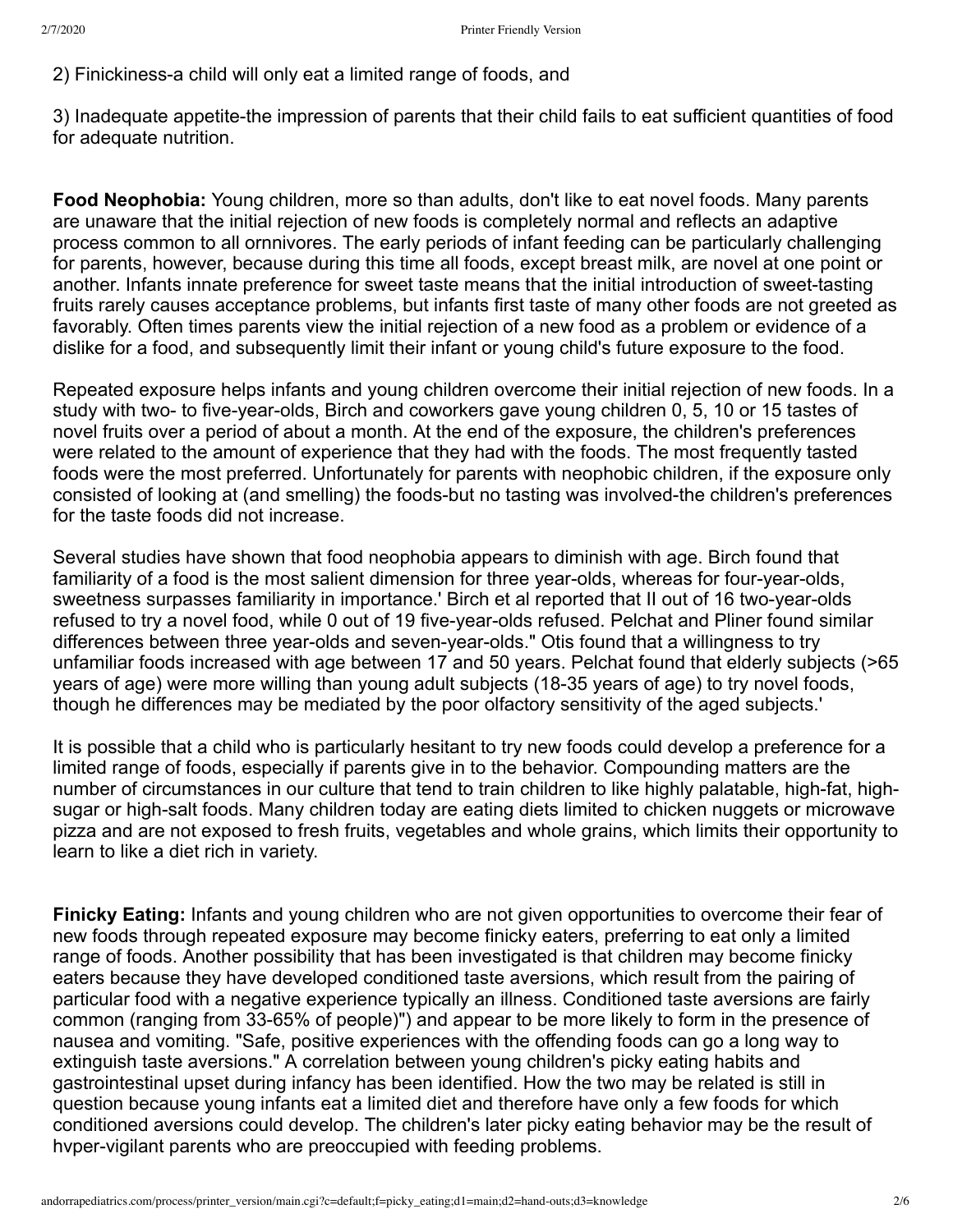2) Finickiness-a child will only eat a limited range of foods, and

3) Inadequate appetite-the impression of parents that their child fails to eat sufficient quantities of food for adequate nutrition.

**Food Neophobia:** Young children, more so than adults, don't like to eat novel foods. Many parents are unaware that the initial rejection of new foods is completely normal and reflects an adaptive process common to all ornnivores. The early periods of infant feeding can be particularly challenging for parents, however, because during this time all foods, except breast milk, are novel at one point or another. Infants innate preference for sweet taste means that the initial introduction of sweet-tasting fruits rarely causes acceptance problems, but infants first taste of many other foods are not greeted as favorably. Often times parents view the initial rejection of a new food as a problem or evidence of a dislike for a food, and subsequently limit their infant or young child's future exposure to the food.

Repeated exposure helps infants and young children overcome their initial rejection of new foods. In a study with two- to five-year-olds, Birch and coworkers gave young children 0, 5, 10 or 15 tastes of novel fruits over a period of about a month. At the end of the exposure, the children's preferences were related to the amount of experience that they had with the foods. The most frequently tasted foods were the most preferred. Unfortunately for parents with neophobic children, if the exposure only consisted of looking at (and smelling) the foods-but no tasting was involved-the children's preferences for the taste foods did not increase.

Several studies have shown that food neophobia appears to diminish with age. Birch found that familiarity of a food is the most salient dimension for three year-olds, whereas for four-year-olds, sweetness surpasses familiarity in importance.' Birch et al reported that II out of 16 two-year-olds refused to try a novel food, while 0 out of 19 five-year-olds refused. Pelchat and Pliner found similar differences between three year-olds and seven-year-olds." Otis found that a willingness to try unfamiliar foods increased with age between 17 and 50 years. Pelchat found that elderly subjects (>65 years of age) were more willing than young adult subjects (18-35 years of age) to try novel foods, though he differences may be mediated by the poor olfactory sensitivity of the aged subjects.'

It is possible that a child who is particularly hesitant to try new foods could develop a preference for a limited range of foods, especially if parents give in to the behavior. Compounding matters are the number of circumstances in our culture that tend to train children to like highly palatable, high-fat, high-sugar or high-salt foods. Many children today are eating diets limited to chicken nuggets or microwave pizza and are not exposed to fresh fruits, vegetables and whole grains, which limits their opportunity to learn to like a diet rich in variety.

**Finicky Eating:** Infants and young children who are not given opportunities to overcome their fear of new foods through repeated exposure may become finicky eaters, preferring to eat only a limited range of foods. Another possibility that has been investigated is that children may become finicky eaters because they have developed conditioned taste aversions, which result from the pairing of particular food with a negative experience typically an illness. Conditioned taste aversions are fairly common (ranging from 33-65% of people)") and appear to be more likely to form in the presence of nausea and vomiting. "Safe, positive experiences with the offending foods can go a long way to extinguish taste aversions." A correlation between young children's picky eating habits and gastrointestinal upset during infancy has been identified. How the two may be related is still in question because young infants eat a limited diet and therefore have only a few foods for which conditioned aversions could develop. The children's later picky eating behavior may be the result of hvper-vigilant parents who are preoccupied with feeding problems.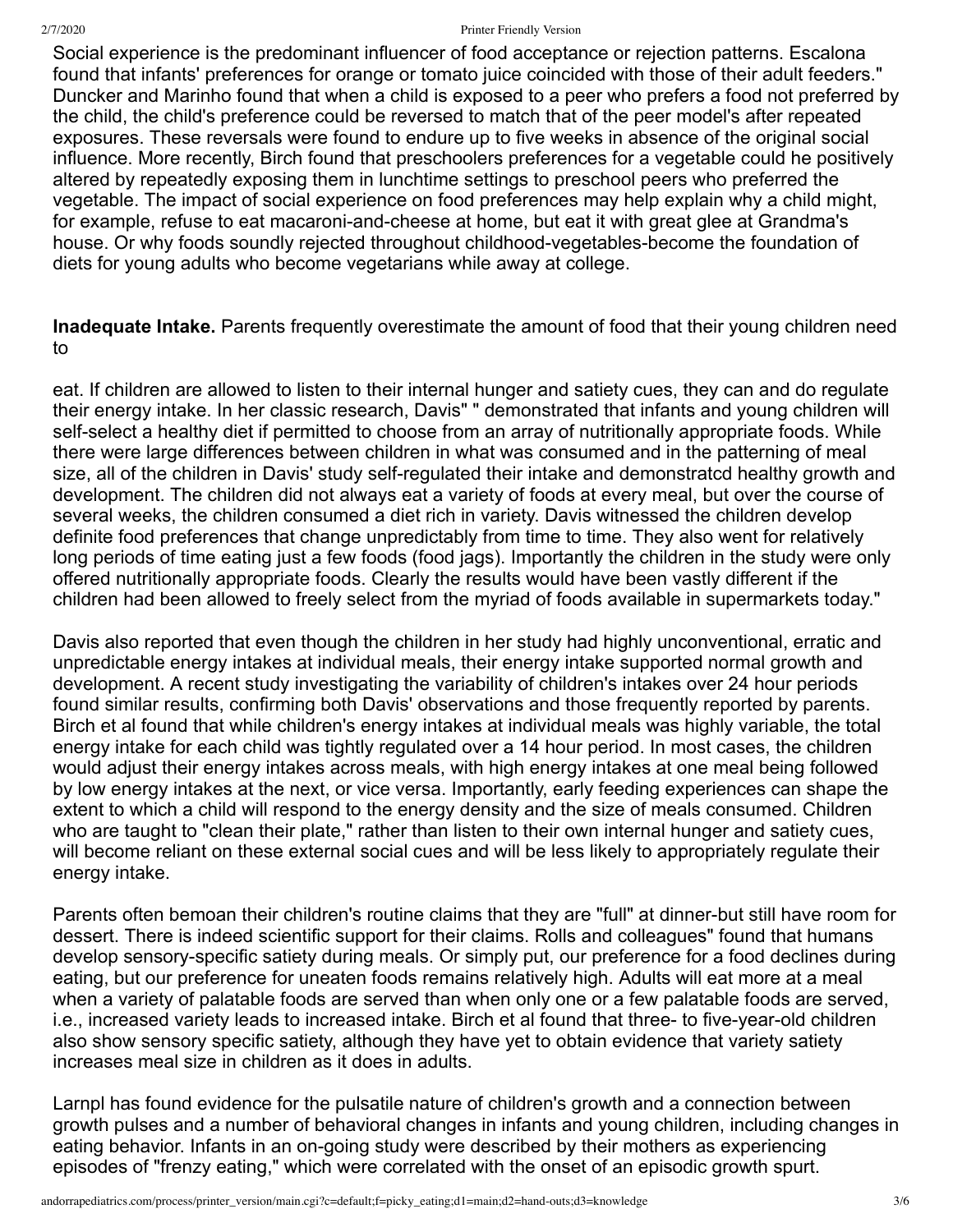Social experience is the predominant influencer of food acceptance or rejection patterns. Escalona found that infants' preferences for orange or tomato juice coincided with those of their adult feeders." Duncker and Marinho found that when a child is exposed to a peer who prefers a food not preferred by the child, the child's preference could be reversed to match that of the peer model's after repeated exposures. These reversals were found to endure up to five weeks in absence of the original social influence. More recently, Birch found that preschoolers preferences for a vegetable could he positively altered by repeatedly exposing them in lunchtime settings to preschool peers who preferred the vegetable. The impact of social experience on food preferences may help explain why a child might, for example, refuse to eat macaroni-and-cheese at home, but eat it with great glee at Grandma's house. Or why foods soundly rejected throughout childhood-vegetables-become the foundation of diets for young adults who become vegetarians while away at college.

**Inadequate Intake.** Parents frequently overestimate the amount of food that their young children need to

eat. If children are allowed to listen to their internal hunger and satiety cues, they can and do regulate their energy intake. In her classic research, Davis" " demonstrated that infants and young children will self-select a healthy diet if permitted to choose from an array of nutritionally appropriate foods. While there were large differences between children in what was consumed and in the patterning of meal size, all of the children in Davis' study self-regulated their intake and demonstratcd healthy growth and development. The children did not always eat a variety of foods at every meal, but over the course of several weeks, the children consumed a diet rich in variety. Davis witnessed the children develop definite food preferences that change unpredictably from time to time. They also went for relatively long periods of time eating just a few foods (food jags). Importantly the children in the study were only offered nutritionally appropriate foods. Clearly the results would have been vastly different if the children had been allowed to freely select from the myriad of foods available in supermarkets today."

Davis also reported that even though the children in her study had highly unconventional, erratic and unpredictable energy intakes at individual meals, their energy intake supported normal growth and development. A recent study investigating the variability of children's intakes over 24 hour periods found similar results, confirming both Davis' observations and those frequently reported by parents. Birch et al found that while children's energy intakes at individual meals was highly variable, the total energy intake for each child was tightly regulated over a 14 hour period. In most cases, the children would adjust their energy intakes across meals, with high energy intakes at one meal being followed by low energy intakes at the next, or vice versa. Importantly, early feeding experiences can shape the extent to which a child will respond to the energy density and the size of meals consumed. Children who are taught to "clean their plate," rather than listen to their own internal hunger and satiety cues, will become reliant on these external social cues and will be less likely to appropriately regulate their energy intake.

Parents often bemoan their children's routine claims that they are "full" at dinner-but still have room for dessert. There is indeed scientific support for their claims. Rolls and colleagues" found that humans develop sensory-specific satiety during meals. Or simply put, our preference for a food declines during eating, but our preference for uneaten foods remains relatively high. Adults will eat more at a meal when a variety of palatable foods are served than when only one or a few palatable foods are served, i.e., increased variety leads to increased intake. Birch et al found that three- to five-year-old children also show sensory specific satiety, although they have yet to obtain evidence that variety satiety increases meal size in children as it does in adults.

Larnpl has found evidence for the pulsatile nature of children's growth and a connection between growth pulses and a number of behavioral changes in infants and young children, including changes in eating behavior. Infants in an on-going study were described by their mothers as experiencing episodes of "frenzy eating," which were correlated with the onset of an episodic growth spurt.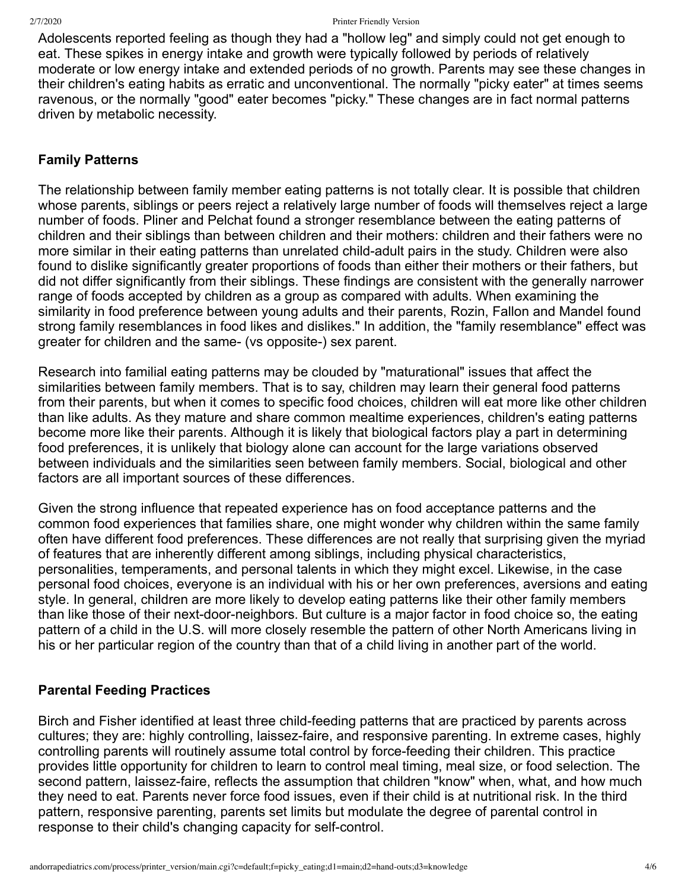Adolescents reported feeling as though they had a "hollow leg" and simply could not get enough to eat. These spikes in energy intake and growth were typically followed by periods of relatively moderate or low energy intake and extended periods of no growth. Parents may see these changes in their children's eating habits as erratic and unconventional. The normally "picky eater" at times seems ravenous, or the normally "good" eater becomes "picky." These changes are in fact normal patterns driven by metabolic necessity.

### Family Patterns

The relationship between family member eating patterns is not totally clear. It is possible that children whose parents, siblings or peers reject a relatively large number of foods will themselves reject a large number of foods. Pliner and Pelchat found a stronger resemblance between the eating patterns of children and their siblings than between children and their mothers: children and their fathers were no more similar in their eating patterns than unrelated child-adult pairs in the study. Children were also found to dislike significantly greater proportions of foods than either their mothers or their fathers, but did not differ significantly from their siblings. These findings are consistent with the generally narrower range of foods accepted by children as a group as compared with adults. When examining the similarity in food preference between young adults and their parents, Rozin, Fallon and Mandel found strong family resemblances in food likes and dislikes." In addition, the "family resemblance" effect was greater for children and the same- (vs opposite-) sex parent.

Research into familial eating patterns may be clouded by "maturational" issues that affect the similarities between family members. That is to say, children may learn their general food patterns from their parents, but when it comes to specific food choices, children will eat more like other children than like adults. As they mature and share common mealtime experiences, children's eating patterns become more like their parents. Although it is likely that biological factors play a part in determining food preferences, it is unlikely that biology alone can account for the large variations observed between individuals and the similarities seen between family members. Social, biological and other factors are all important sources of these differences.

Given the strong influence that repeated experience has on food acceptance patterns and the common food experiences that families share, one might wonder why children within the same family often have different food preferences. These differences are not really that surprising given the myriad of features that are inherently different among siblings, including physical characteristics, personalities, temperaments, and personal talents in which they might excel. Likewise, in the case personal food choices, everyone is an individual with his or her own preferences, aversions and eating style. In general, children are more likely to develop eating patterns like their other family members than like those of their next-door-neighbors. But culture is a major factor in food choice so, the eating pattern of a child in the U.S. will more closely resemble the pattern of other North Americans living in his or her particular region of the country than that of a child living in another part of the world.

### Parental Feeding Practices

Birch and Fisher identified at least three child-feeding patterns that are practiced by parents across cultures; they are: highly controlling, laissez-faire, and responsive parenting. In extreme cases, highly controlling parents will routinely assume total control by force-feeding their children. This practice provides little opportunity for children to learn to control meal timing, meal size, or food selection. The second pattern, laissez-faire, reflects the assumption that children "know" when, what, and how much they need to eat. Parents never force food issues, even if their child is at nutritional risk. In the third pattern, responsive parenting, parents set limits but modulate the degree of parental control in response to their child's changing capacity for self-control.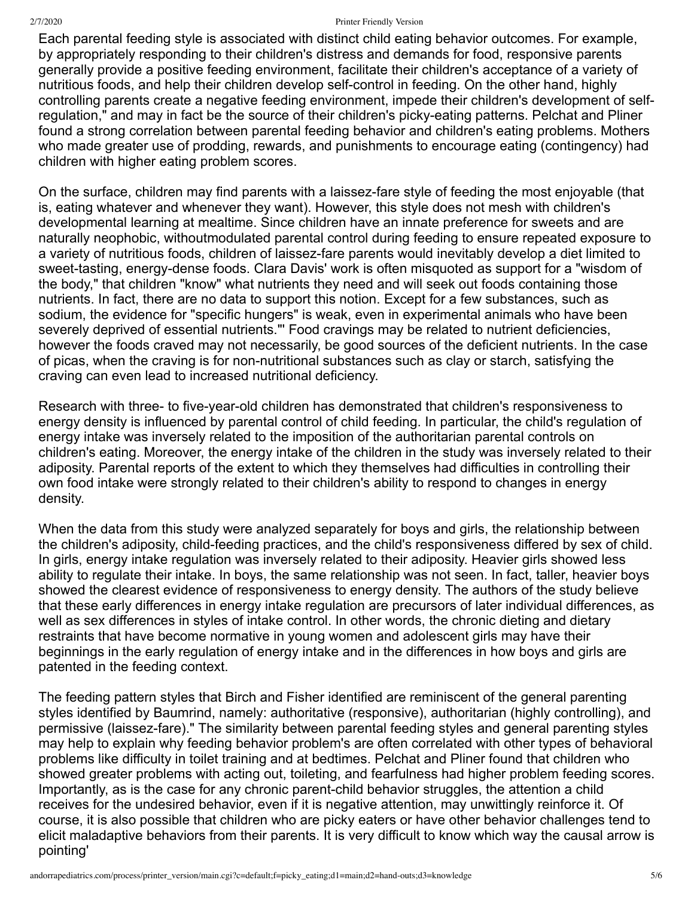Each parental feeding style is associated with distinct child eating behavior outcomes. For example, by appropriately responding to their children's distress and demands for food, responsive parents generally provide a positive feeding environment, facilitate their children's acceptance of a variety of nutritious foods, and help their children develop self-control in feeding. On the other hand, highly controlling parents create a negative feeding environment, impede their children's development of self-regulation," and may in fact be the source of their children's picky-eating patterns. Pelchat and Pliner found a strong correlation between parental feeding behavior and children's eating problems. Mothers who made greater use of prodding, rewards, and punishments to encourage eating (contingency) had children with higher eating problem scores.

On the surface, children may find parents with a laissez-fare style of feeding the most enjoyable (that is, eating whatever and whenever they want). However, this style does not mesh with children's developmental learning at mealtime. Since children have an innate preference for sweets and are naturally neophobic, withoutmodulated parental control during feeding to ensure repeated exposure to a variety of nutritious foods, children of laissez-fare parents would inevitably develop a diet limited to sweet-tasting, energy-dense foods. Clara Davis' work is often misquoted as support for a "wisdom of the body," that children "know" what nutrients they need and will seek out foods containing those nutrients. In fact, there are no data to support this notion. Except for a few substances, such as sodium, the evidence for "specific hungers" is weak, even in experimental animals who have been severely deprived of essential nutrients."' Food cravings may be related to nutrient deficiencies, however the foods craved may not necessarily, be good sources of the deficient nutrients. In the case of picas, when the craving is for non-nutritional substances such as clay or starch, satisfying the craving can even lead to increased nutritional deficiency.

Research with three- to five-year-old children has demonstrated that children's responsiveness to energy density is influenced by parental control of child feeding. In particular, the child's regulation of energy intake was inversely related to the imposition of the authoritarian parental controls on children's eating. Moreover, the energy intake of the children in the study was inversely related to their adiposity. Parental reports of the extent to which they themselves had difficulties in controlling their own food intake were strongly related to their children's ability to respond to changes in energy density.

When the data from this study were analyzed separately for boys and girls, the relationship between the children's adiposity, child-feeding practices, and the child's responsiveness differed by sex of child. In girls, energy intake regulation was inversely related to their adiposity. Heavier girls showed less ability to regulate their intake. In boys, the same relationship was not seen. In fact, taller, heavier boys showed the clearest evidence of responsiveness to energy density. The authors of the study believe that these early differences in energy intake regulation are precursors of later individual differences, as well as sex differences in styles of intake control. In other words, the chronic dieting and dietary restraints that have become normative in young women and adolescent girls may have their beginnings in the early regulation of energy intake and in the differences in how boys and girls are patented in the feeding context.

The feeding pattern styles that Birch and Fisher identified are reminiscent of the general parenting styles identified by Baumrind, namely: authoritative (responsive), authoritarian (highly controlling), and permissive (laissez-fare)." The similarity between parental feeding styles and general parenting styles may help to explain why feeding behavior problem's are often correlated with other types of behavioral problems like difficulty in toilet training and at bedtimes. Pelchat and Pliner found that children who showed greater problems with acting out, toileting, and fearfulness had higher problem feeding scores. Importantly, as is the case for any chronic parent-child behavior struggles, the attention a child receives for the undesired behavior, even if it is negative attention, may unwittingly reinforce it. Of course, it is also possible that children who are picky eaters or have other behavior challenges tend to elicit maladaptive behaviors from their parents. It is very difficult to know which way the causal arrow is pointing'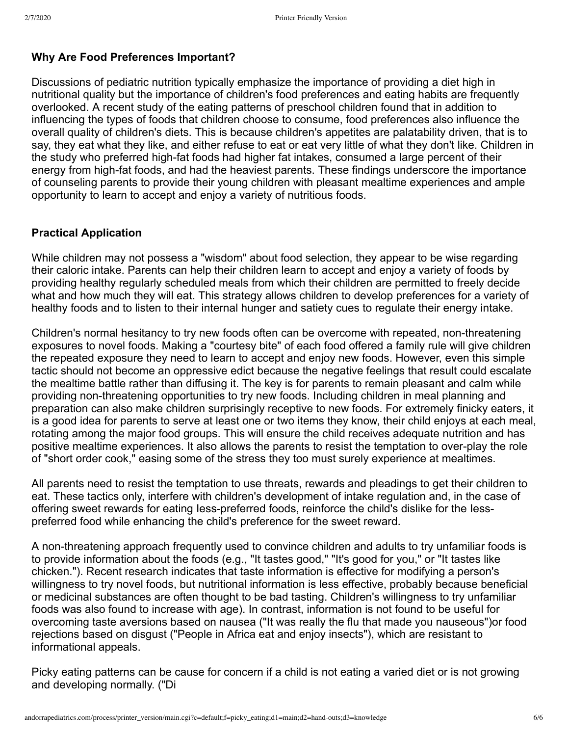**Why Are Food Preferences Important?**

Discussions of pediatric nutrition typically emphasize the importance of providing a diet high in nutritional quality but the importance of children's food preferences and eating habits are frequently overlooked. A recent study of the eating patterns of preschool children found that in addition to influencing the types of foods that children choose to consume, food preferences also influence the overall quality of children's diets. This is because children's appetites are palatability driven, that is to say, they eat what they like, and either refuse to eat or eat very little of what they don't like. Children in the study who preferred high-fat foods had higher fat intakes, consumed a large percent of their energy from high-fat foods, and had the heaviest parents. These findings underscore the importance of counseling parents to provide their young children with pleasant mealtime experiences and ample opportunity to learn to accept and enjoy a variety of nutritious foods.

**Practical Application**

While children may not possess a "wisdom" about food selection, they appear to be wise regarding their caloric intake. Parents can help their children learn to accept and enjoy a variety of foods by providing healthy regularly scheduled meals from which their children are permitted to freely decide what and how much they will eat. This strategy allows children to develop preferences for a variety of healthy foods and to listen to their internal hunger and satiety cues to regulate their energy intake.

Children's normal hesitancy to try new foods often can be overcome with repeated, non-threatening exposures to novel foods. Making a "courtesy bite" of each food offered a family rule will give children the repeated exposure they need to learn to accept and enjoy new foods. However, even this simple tactic should not become an oppressive edict because the negative feelings that result could escalate the mealtime battle rather than diffusing it. The key is for parents to remain pleasant and calm while providing non-threatening opportunities to try new foods. Including children in meal planning and preparation can also make children surprisingly receptive to new foods. For extremely finicky eaters, it is a good idea for parents to serve at least one or two items they know, their child enjoys at each meal, rotating among the major food groups. This will ensure the child receives adequate nutrition and has positive mealtime experiences. It also allows the parents to resist the temptation to over-play the role of "short order cook," easing some of the stress they too must surely experience at mealtimes.

All parents need to resist the temptation to use threats, rewards and pleadings to get their children to eat. These tactics only, interfere with children's development of intake regulation and, in the case of offering sweet rewards for eating less-preferred foods, reinforce the child's dislike for the less-preferred food while enhancing the child's preference for the sweet reward.

A non-threatening approach frequently used to convince children and adults to try unfamiliar foods is to provide information about the foods (e.g., "It tastes good," "It's good for you," or "It tastes like chicken."). Recent research indicates that taste information is effective for modifying a person's willingness to try novel foods, but nutritional information is less effective, probably because beneficial or medicinal substances are often thought to be bad tasting. Children's willingness to try unfamiliar foods was also found to increase with age). In contrast, information is not found to be useful for overcoming taste aversions based on nausea ("It was really the flu that made you nauseous")or food rejections based on disgust ("People in Africa eat and enjoy insects"), which are resistant to informational appeals.

Picky eating patterns can be cause for concern if a child is not eating a varied diet or is not growing and developing normally. ("Di